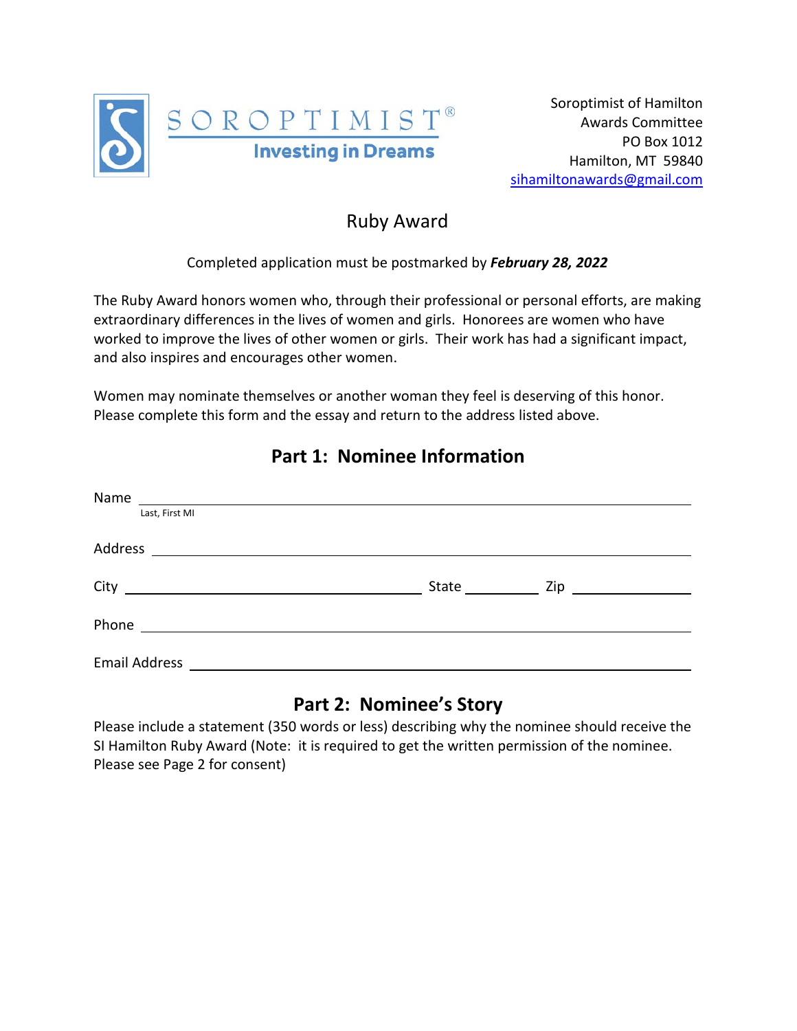SOROPTIMIST®
Investing in Dreams

Soroptimist of Hamilton
Awards Committee
PO Box 1012
Hamilton, MT 59840
sihamiltonawards@gmail.com

# Ruby Award

Completed application must be postmarked by ***February 28, 2022***

The Ruby Award honors women who, through their professional or personal efforts, are making extraordinary differences in the lives of women and girls. Honorees are women who have worked to improve the lives of other women or girls. Their work has had a significant impact, and also inspires and encourages other women.

Women may nominate themselves or another woman they feel is deserving of this honor. Please complete this form and the essay and return to the address listed above.

## Part 1: Nominee Information

Name ________________________________________________
Last, First MI

Address ______________________________________________

City ____________________________ State __________ Zip ______________

Phone ________________________________________________

Email Address _________________________________________

## Part 2: Nominee's Story

Please include a statement (350 words or less) describing why the nominee should receive the SI Hamilton Ruby Award (Note: it is required to get the written permission of the nominee. Please see Page 2 for consent)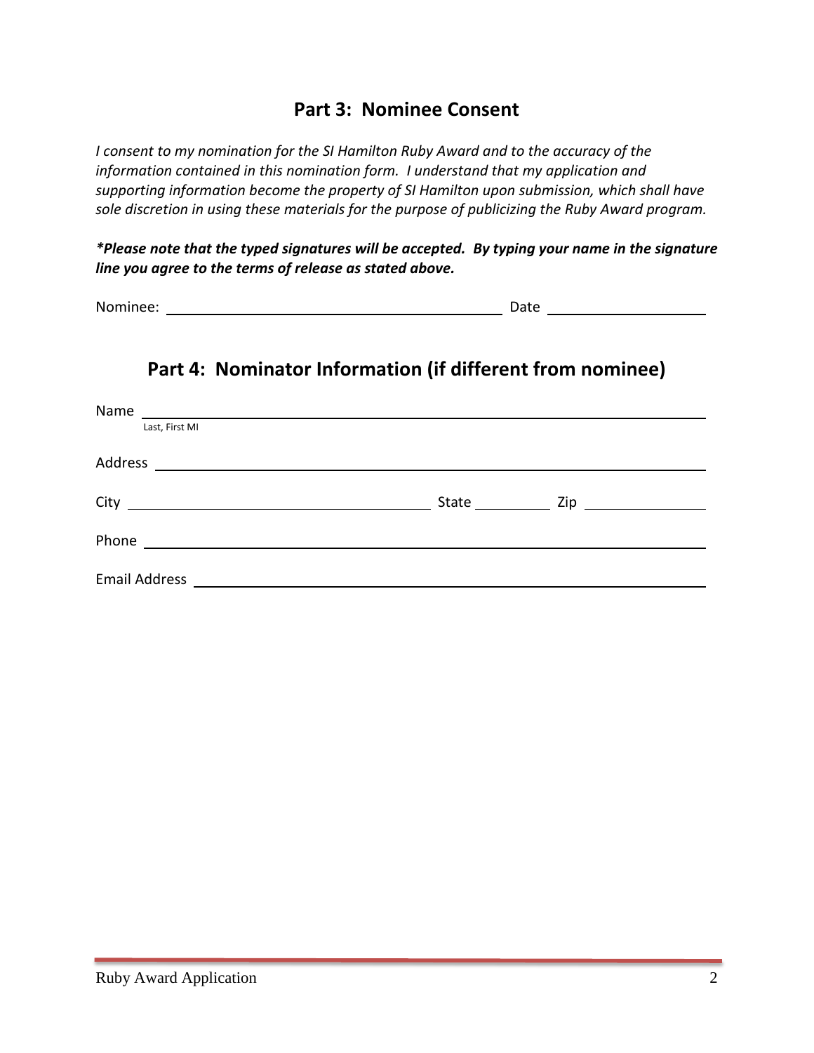## Part 3: Nominee Consent

*I consent to my nomination for the SI Hamilton Ruby Award and to the accuracy of the information contained in this nomination form. I understand that my application and supporting information become the property of SI Hamilton upon submission, which shall have sole discretion in using these materials for the purpose of publicizing the Ruby Award program.*

***Please note that the typed signatures will be accepted. By typing your name in the signature line you agree to the terms of release as stated above.***

Nominee: ______________________________ Date ______________

## Part 4: Nominator Information (if different from nominee)

Name ____________________________________________
Last, First MI

Address __________________________________________

City ______________________ State ________ Zip __________

Phone ___________________________________________

Email Address _____________________________________